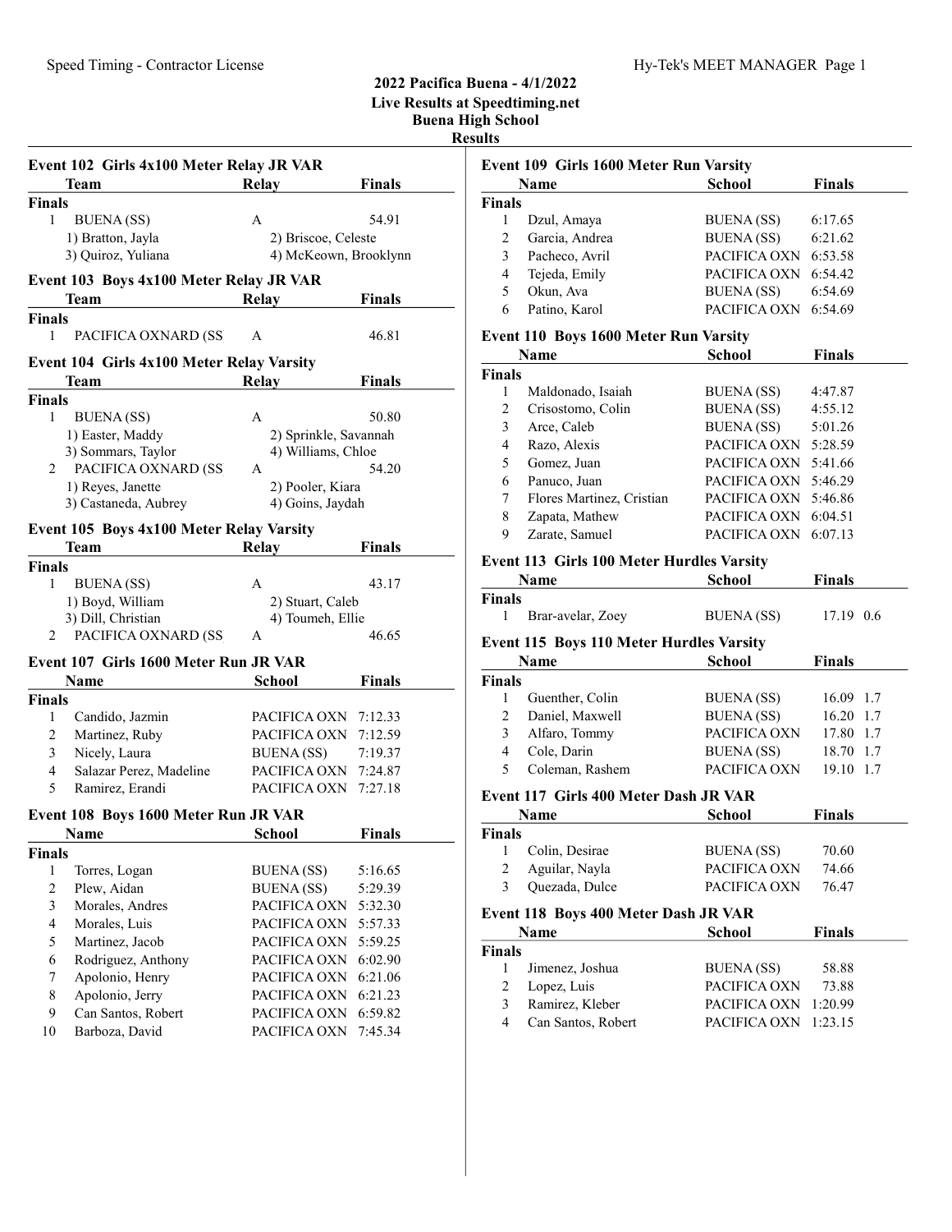# 2022 Pacifica Buena - 4/1/2022

**Live Results at Speedtiming.net**

**Buena High School**

**Results**

## Event 102 Girls 4x100 Meter Relay JR VAR

| | Team | Relay | Finals |
|---|---|---|---|
| **Finals** | | | |
| 1 | BUENA (SS) | A | 54.91 |
| | 1) Bratton, Jayla | 2) Briscoe, Celeste | |
| | 3) Quiroz, Yuliana | 4) McKeown, Brooklynn | |

## Event 103 Boys 4x100 Meter Relay JR VAR

| | Team | Relay | Finals |
|---|---|---|---|
| **Finals** | | | |
| 1 | PACIFICA OXNARD (SS | A | 46.81 |

## Event 104 Girls 4x100 Meter Relay Varsity

| | Team | Relay | Finals |
|---|---|---|---|
| **Finals** | | | |
| 1 | BUENA (SS) | A | 50.80 |
| | 1) Easter, Maddy | 2) Sprinkle, Savannah | |
| | 3) Sommars, Taylor | 4) Williams, Chloe | |
| 2 | PACIFICA OXNARD (SS | A | 54.20 |
| | 1) Reyes, Janette | 2) Pooler, Kiara | |
| | 3) Castaneda, Aubrey | 4) Goins, Jaydah | |

## Event 105 Boys 4x100 Meter Relay Varsity

| | Team | Relay | Finals |
|---|---|---|---|
| **Finals** | | | |
| 1 | BUENA (SS) | A | 43.17 |
| | 1) Boyd, William | 2) Stuart, Caleb | |
| | 3) Dill, Christian | 4) Toumeh, Ellie | |
| 2 | PACIFICA OXNARD (SS | A | 46.65 |

## Event 107 Girls 1600 Meter Run JR VAR

| | Name | School | Finals |
|---|---|---|---|
| **Finals** | | | |
| 1 | Candido, Jazmin | PACIFICA OXN | 7:12.33 |
| 2 | Martinez, Ruby | PACIFICA OXN | 7:12.59 |
| 3 | Nicely, Laura | BUENA (SS) | 7:19.37 |
| 4 | Salazar Perez, Madeline | PACIFICA OXN | 7:24.87 |
| 5 | Ramirez, Erandi | PACIFICA OXN | 7:27.18 |

## Event 108 Boys 1600 Meter Run JR VAR

| | Name | School | Finals |
|---|---|---|---|
| **Finals** | | | |
| 1 | Torres, Logan | BUENA (SS) | 5:16.65 |
| 2 | Plew, Aidan | BUENA (SS) | 5:29.39 |
| 3 | Morales, Andres | PACIFICA OXN | 5:32.30 |
| 4 | Morales, Luis | PACIFICA OXN | 5:57.33 |
| 5 | Martinez, Jacob | PACIFICA OXN | 5:59.25 |
| 6 | Rodriguez, Anthony | PACIFICA OXN | 6:02.90 |
| 7 | Apolonio, Henry | PACIFICA OXN | 6:21.06 |
| 8 | Apolonio, Jerry | PACIFICA OXN | 6:21.23 |
| 9 | Can Santos, Robert | PACIFICA OXN | 6:59.82 |
| 10 | Barboza, David | PACIFICA OXN | 7:45.34 |

## Event 109 Girls 1600 Meter Run Varsity

| | Name | School | Finals |
|---|---|---|---|
| **Finals** | | | |
| 1 | Dzul, Amaya | BUENA (SS) | 6:17.65 |
| 2 | Garcia, Andrea | BUENA (SS) | 6:21.62 |
| 3 | Pacheco, Avril | PACIFICA OXN | 6:53.58 |
| 4 | Tejeda, Emily | PACIFICA OXN | 6:54.42 |
| 5 | Okun, Ava | BUENA (SS) | 6:54.69 |
| 6 | Patino, Karol | PACIFICA OXN | 6:54.69 |

## Event 110 Boys 1600 Meter Run Varsity

| | Name | School | Finals |
|---|---|---|---|
| **Finals** | | | |
| 1 | Maldonado, Isaiah | BUENA (SS) | 4:47.87 |
| 2 | Crisostomo, Colin | BUENA (SS) | 4:55.12 |
| 3 | Arce, Caleb | BUENA (SS) | 5:01.26 |
| 4 | Razo, Alexis | PACIFICA OXN | 5:28.59 |
| 5 | Gomez, Juan | PACIFICA OXN | 5:41.66 |
| 6 | Panuco, Juan | PACIFICA OXN | 5:46.29 |
| 7 | Flores Martinez, Cristian | PACIFICA OXN | 5:46.86 |
| 8 | Zapata, Mathew | PACIFICA OXN | 6:04.51 |
| 9 | Zarate, Samuel | PACIFICA OXN | 6:07.13 |

## Event 113 Girls 100 Meter Hurdles Varsity

| | Name | School | Finals | |
|---|---|---|---|---|
| **Finals** | | | | |
| 1 | Brar-avelar, Zoey | BUENA (SS) | 17.19 | 0.6 |

## Event 115 Boys 110 Meter Hurdles Varsity

| | Name | School | Finals | |
|---|---|---|---|---|
| **Finals** | | | | |
| 1 | Guenther, Colin | BUENA (SS) | 16.09 | 1.7 |
| 2 | Daniel, Maxwell | BUENA (SS) | 16.20 | 1.7 |
| 3 | Alfaro, Tommy | PACIFICA OXN | 17.80 | 1.7 |
| 4 | Cole, Darin | BUENA (SS) | 18.70 | 1.7 |
| 5 | Coleman, Rashem | PACIFICA OXN | 19.10 | 1.7 |

## Event 117 Girls 400 Meter Dash JR VAR

| | Name | School | Finals |
|---|---|---|---|
| **Finals** | | | |
| 1 | Colin, Desirae | BUENA (SS) | 70.60 |
| 2 | Aguilar, Nayla | PACIFICA OXN | 74.66 |
| 3 | Quezada, Dulce | PACIFICA OXN | 76.47 |

## Event 118 Boys 400 Meter Dash JR VAR

| | Name | School | Finals |
|---|---|---|---|
| **Finals** | | | |
| 1 | Jimenez, Joshua | BUENA (SS) | 58.88 |
| 2 | Lopez, Luis | PACIFICA OXN | 73.88 |
| 3 | Ramirez, Kleber | PACIFICA OXN | 1:20.99 |
| 4 | Can Santos, Robert | PACIFICA OXN | 1:23.15 |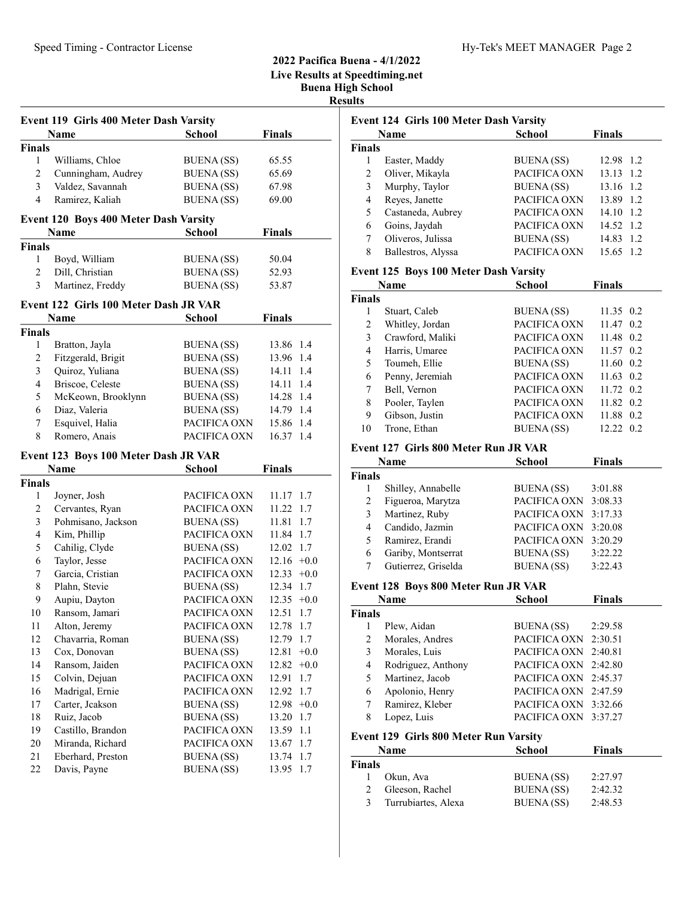# 2022 Pacifica Buena - 4/1/2022

**Live Results at Speedtiming.net**

**Buena High School**

**Results**

### Event 119 Girls 400 Meter Dash Varsity

| | Name | School | Finals |
|---|---|---|---|
| **Finals** | | | |
| 1 | Williams, Chloe | BUENA (SS) | 65.55 |
| 2 | Cunningham, Audrey | BUENA (SS) | 65.69 |
| 3 | Valdez, Savannah | BUENA (SS) | 67.98 |
| 4 | Ramirez, Kaliah | BUENA (SS) | 69.00 |

### Event 120 Boys 400 Meter Dash Varsity

| | Name | School | Finals |
|---|---|---|---|
| **Finals** | | | |
| 1 | Boyd, William | BUENA (SS) | 50.04 |
| 2 | Dill, Christian | BUENA (SS) | 52.93 |
| 3 | Martinez, Freddy | BUENA (SS) | 53.87 |

### Event 122 Girls 100 Meter Dash JR VAR

| | Name | School | Finals | |
|---|---|---|---|---|
| **Finals** | | | | |
| 1 | Bratton, Jayla | BUENA (SS) | 13.86 | 1.4 |
| 2 | Fitzgerald, Brigit | BUENA (SS) | 13.96 | 1.4 |
| 3 | Quiroz, Yuliana | BUENA (SS) | 14.11 | 1.4 |
| 4 | Briscoe, Celeste | BUENA (SS) | 14.11 | 1.4 |
| 5 | McKeown, Brooklynn | BUENA (SS) | 14.28 | 1.4 |
| 6 | Diaz, Valeria | BUENA (SS) | 14.79 | 1.4 |
| 7 | Esquivel, Halia | PACIFICA OXN | 15.86 | 1.4 |
| 8 | Romero, Anais | PACIFICA OXN | 16.37 | 1.4 |

### Event 123 Boys 100 Meter Dash JR VAR

| | Name | School | Finals | |
|---|---|---|---|---|
| **Finals** | | | | |
| 1 | Joyner, Josh | PACIFICA OXN | 11.17 | 1.7 |
| 2 | Cervantes, Ryan | PACIFICA OXN | 11.22 | 1.7 |
| 3 | Pohmisano, Jackson | BUENA (SS) | 11.81 | 1.7 |
| 4 | Kim, Phillip | PACIFICA OXN | 11.84 | 1.7 |
| 5 | Cahilig, Clyde | BUENA (SS) | 12.02 | 1.7 |
| 6 | Taylor, Jesse | PACIFICA OXN | 12.16 | +0.0 |
| 7 | Garcia, Cristian | PACIFICA OXN | 12.33 | +0.0 |
| 8 | Plahn, Stevie | BUENA (SS) | 12.34 | 1.7 |
| 9 | Aupiu, Dayton | PACIFICA OXN | 12.35 | +0.0 |
| 10 | Ransom, Jamari | PACIFICA OXN | 12.51 | 1.7 |
| 11 | Alton, Jeremy | PACIFICA OXN | 12.78 | 1.7 |
| 12 | Chavarria, Roman | BUENA (SS) | 12.79 | 1.7 |
| 13 | Cox, Donovan | BUENA (SS) | 12.81 | +0.0 |
| 14 | Ransom, Jaiden | PACIFICA OXN | 12.82 | +0.0 |
| 15 | Colvin, Dejuan | PACIFICA OXN | 12.91 | 1.7 |
| 16 | Madrigal, Ernie | PACIFICA OXN | 12.92 | 1.7 |
| 17 | Carter, Jcakson | BUENA (SS) | 12.98 | +0.0 |
| 18 | Ruiz, Jacob | BUENA (SS) | 13.20 | 1.7 |
| 19 | Castillo, Brandon | PACIFICA OXN | 13.59 | 1.1 |
| 20 | Miranda, Richard | PACIFICA OXN | 13.67 | 1.7 |
| 21 | Eberhard, Preston | BUENA (SS) | 13.74 | 1.7 |
| 22 | Davis, Payne | BUENA (SS) | 13.95 | 1.7 |

### Event 124 Girls 100 Meter Dash Varsity

| | Name | School | Finals | |
|---|---|---|---|---|
| **Finals** | | | | |
| 1 | Easter, Maddy | BUENA (SS) | 12.98 | 1.2 |
| 2 | Oliver, Mikayla | PACIFICA OXN | 13.13 | 1.2 |
| 3 | Murphy, Taylor | BUENA (SS) | 13.16 | 1.2 |
| 4 | Reyes, Janette | PACIFICA OXN | 13.89 | 1.2 |
| 5 | Castaneda, Aubrey | PACIFICA OXN | 14.10 | 1.2 |
| 6 | Goins, Jaydah | PACIFICA OXN | 14.52 | 1.2 |
| 7 | Oliveros, Julissa | BUENA (SS) | 14.83 | 1.2 |
| 8 | Ballestros, Alyssa | PACIFICA OXN | 15.65 | 1.2 |

### Event 125 Boys 100 Meter Dash Varsity

| | Name | School | Finals | |
|---|---|---|---|---|
| **Finals** | | | | |
| 1 | Stuart, Caleb | BUENA (SS) | 11.35 | 0.2 |
| 2 | Whitley, Jordan | PACIFICA OXN | 11.47 | 0.2 |
| 3 | Crawford, Maliki | PACIFICA OXN | 11.48 | 0.2 |
| 4 | Harris, Umaree | PACIFICA OXN | 11.57 | 0.2 |
| 5 | Toumeh, Ellie | BUENA (SS) | 11.60 | 0.2 |
| 6 | Penny, Jeremiah | PACIFICA OXN | 11.63 | 0.2 |
| 7 | Bell, Vernon | PACIFICA OXN | 11.72 | 0.2 |
| 8 | Pooler, Taylen | PACIFICA OXN | 11.82 | 0.2 |
| 9 | Gibson, Justin | PACIFICA OXN | 11.88 | 0.2 |
| 10 | Trone, Ethan | BUENA (SS) | 12.22 | 0.2 |

### Event 127 Girls 800 Meter Run JR VAR

| | Name | School | Finals |
|---|---|---|---|
| **Finals** | | | |
| 1 | Shilley, Annabelle | BUENA (SS) | 3:01.88 |
| 2 | Figueroa, Marytza | PACIFICA OXN | 3:08.33 |
| 3 | Martinez, Ruby | PACIFICA OXN | 3:17.33 |
| 4 | Candido, Jazmin | PACIFICA OXN | 3:20.08 |
| 5 | Ramirez, Erandi | PACIFICA OXN | 3:20.29 |
| 6 | Gariby, Montserrat | BUENA (SS) | 3:22.22 |
| 7 | Gutierrez, Griselda | BUENA (SS) | 3:22.43 |

### Event 128 Boys 800 Meter Run JR VAR

| | Name | School | Finals |
|---|---|---|---|
| **Finals** | | | |
| 1 | Plew, Aidan | BUENA (SS) | 2:29.58 |
| 2 | Morales, Andres | PACIFICA OXN | 2:30.51 |
| 3 | Morales, Luis | PACIFICA OXN | 2:40.81 |
| 4 | Rodriguez, Anthony | PACIFICA OXN | 2:42.80 |
| 5 | Martinez, Jacob | PACIFICA OXN | 2:45.37 |
| 6 | Apolonio, Henry | PACIFICA OXN | 2:47.59 |
| 7 | Ramirez, Kleber | PACIFICA OXN | 3:32.66 |
| 8 | Lopez, Luis | PACIFICA OXN | 3:37.27 |

### Event 129 Girls 800 Meter Run Varsity

| | Name | School | Finals |
|---|---|---|---|
| **Finals** | | | |
| 1 | Okun, Ava | BUENA (SS) | 2:27.97 |
| 2 | Gleeson, Rachel | BUENA (SS) | 2:42.32 |
| 3 | Turrubiartes, Alexa | BUENA (SS) | 2:48.53 |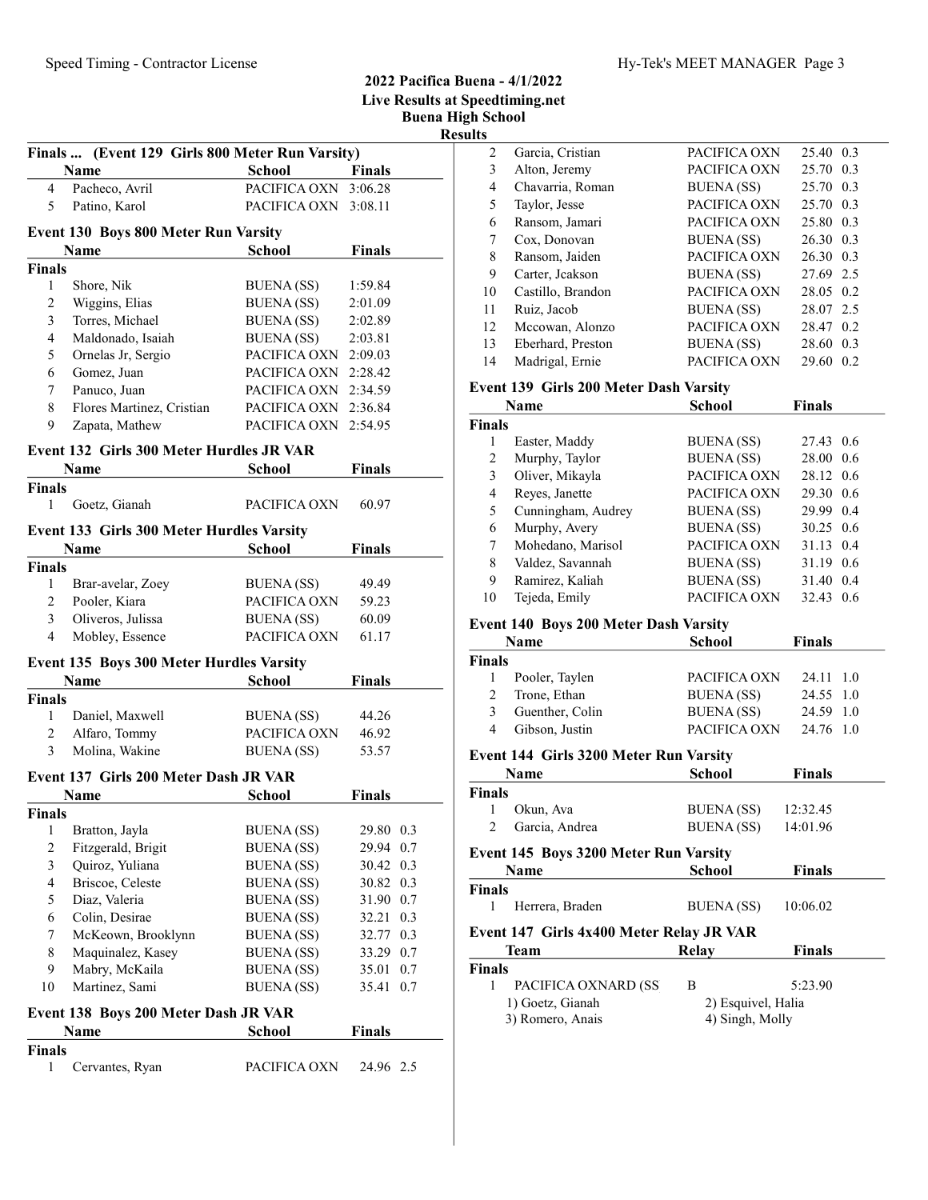# 2022 Pacifica Buena - 4/1/2022
## Live Results at Speedtiming.net
## Buena High School
## Results

### Finals ... (Event 129 Girls 800 Meter Run Varsity)

| | Name | School | Finals |
|---|---|---|---|
| 4 | Pacheco, Avril | PACIFICA OXN | 3:06.28 |
| 5 | Patino, Karol | PACIFICA OXN | 3:08.11 |

### Event 130 Boys 800 Meter Run Varsity

| | Name | School | Finals |
|---|---|---|---|
| **Finals** | | | |
| 1 | Shore, Nik | BUENA (SS) | 1:59.84 |
| 2 | Wiggins, Elias | BUENA (SS) | 2:01.09 |
| 3 | Torres, Michael | BUENA (SS) | 2:02.89 |
| 4 | Maldonado, Isaiah | BUENA (SS) | 2:03.81 |
| 5 | Ornelas Jr, Sergio | PACIFICA OXN | 2:09.03 |
| 6 | Gomez, Juan | PACIFICA OXN | 2:28.42 |
| 7 | Panuco, Juan | PACIFICA OXN | 2:34.59 |
| 8 | Flores Martinez, Cristian | PACIFICA OXN | 2:36.84 |
| 9 | Zapata, Mathew | PACIFICA OXN | 2:54.95 |

### Event 132 Girls 300 Meter Hurdles JR VAR

| | Name | School | Finals |
|---|---|---|---|
| **Finals** | | | |
| 1 | Goetz, Gianah | PACIFICA OXN | 60.97 |

### Event 133 Girls 300 Meter Hurdles Varsity

| | Name | School | Finals |
|---|---|---|---|
| **Finals** | | | |
| 1 | Brar-avelar, Zoey | BUENA (SS) | 49.49 |
| 2 | Pooler, Kiara | PACIFICA OXN | 59.23 |
| 3 | Oliveros, Julissa | BUENA (SS) | 60.09 |
| 4 | Mobley, Essence | PACIFICA OXN | 61.17 |

### Event 135 Boys 300 Meter Hurdles Varsity

| | Name | School | Finals |
|---|---|---|---|
| **Finals** | | | |
| 1 | Daniel, Maxwell | BUENA (SS) | 44.26 |
| 2 | Alfaro, Tommy | PACIFICA OXN | 46.92 |
| 3 | Molina, Wakine | BUENA (SS) | 53.57 |

### Event 137 Girls 200 Meter Dash JR VAR

| | Name | School | Finals | |
|---|---|---|---|---|
| **Finals** | | | | |
| 1 | Bratton, Jayla | BUENA (SS) | 29.80 | 0.3 |
| 2 | Fitzgerald, Brigit | BUENA (SS) | 29.94 | 0.7 |
| 3 | Quiroz, Yuliana | BUENA (SS) | 30.42 | 0.3 |
| 4 | Briscoe, Celeste | BUENA (SS) | 30.82 | 0.3 |
| 5 | Diaz, Valeria | BUENA (SS) | 31.90 | 0.7 |
| 6 | Colin, Desirae | BUENA (SS) | 32.21 | 0.3 |
| 7 | McKeown, Brooklynn | BUENA (SS) | 32.77 | 0.3 |
| 8 | Maquinalez, Kasey | BUENA (SS) | 33.29 | 0.7 |
| 9 | Mabry, McKaila | BUENA (SS) | 35.01 | 0.7 |
| 10 | Martinez, Sami | BUENA (SS) | 35.41 | 0.7 |

### Event 138 Boys 200 Meter Dash JR VAR

| | Name | School | Finals | |
|---|---|---|---|---|
| **Finals** | | | | |
| 1 | Cervantes, Ryan | PACIFICA OXN | 24.96 | 2.5 |
| 2 | Garcia, Cristian | PACIFICA OXN | 25.40 | 0.3 |
| 3 | Alton, Jeremy | PACIFICA OXN | 25.70 | 0.3 |
| 4 | Chavarria, Roman | BUENA (SS) | 25.70 | 0.3 |
| 5 | Taylor, Jesse | PACIFICA OXN | 25.70 | 0.3 |
| 6 | Ransom, Jamari | PACIFICA OXN | 25.80 | 0.3 |
| 7 | Cox, Donovan | BUENA (SS) | 26.30 | 0.3 |
| 8 | Ransom, Jaiden | PACIFICA OXN | 26.30 | 0.3 |
| 9 | Carter, Jcakson | BUENA (SS) | 27.69 | 2.5 |
| 10 | Castillo, Brandon | PACIFICA OXN | 28.05 | 0.2 |
| 11 | Ruiz, Jacob | BUENA (SS) | 28.07 | 2.5 |
| 12 | Mccowan, Alonzo | PACIFICA OXN | 28.47 | 0.2 |
| 13 | Eberhard, Preston | BUENA (SS) | 28.60 | 0.3 |
| 14 | Madrigal, Ernie | PACIFICA OXN | 29.60 | 0.2 |

### Event 139 Girls 200 Meter Dash Varsity

| | Name | School | Finals | |
|---|---|---|---|---|
| **Finals** | | | | |
| 1 | Easter, Maddy | BUENA (SS) | 27.43 | 0.6 |
| 2 | Murphy, Taylor | BUENA (SS) | 28.00 | 0.6 |
| 3 | Oliver, Mikayla | PACIFICA OXN | 28.12 | 0.6 |
| 4 | Reyes, Janette | PACIFICA OXN | 29.30 | 0.6 |
| 5 | Cunningham, Audrey | BUENA (SS) | 29.99 | 0.4 |
| 6 | Murphy, Avery | BUENA (SS) | 30.25 | 0.6 |
| 7 | Mohedano, Marisol | PACIFICA OXN | 31.13 | 0.4 |
| 8 | Valdez, Savannah | BUENA (SS) | 31.19 | 0.6 |
| 9 | Ramirez, Kaliah | BUENA (SS) | 31.40 | 0.4 |
| 10 | Tejeda, Emily | PACIFICA OXN | 32.43 | 0.6 |

### Event 140 Boys 200 Meter Dash Varsity

| | Name | School | Finals | |
|---|---|---|---|---|
| **Finals** | | | | |
| 1 | Pooler, Taylen | PACIFICA OXN | 24.11 | 1.0 |
| 2 | Trone, Ethan | BUENA (SS) | 24.55 | 1.0 |
| 3 | Guenther, Colin | BUENA (SS) | 24.59 | 1.0 |
| 4 | Gibson, Justin | PACIFICA OXN | 24.76 | 1.0 |

### Event 144 Girls 3200 Meter Run Varsity

| | Name | School | Finals |
|---|---|---|---|
| **Finals** | | | |
| 1 | Okun, Ava | BUENA (SS) | 12:32.45 |
| 2 | Garcia, Andrea | BUENA (SS) | 14:01.96 |

### Event 145 Boys 3200 Meter Run Varsity

| | Name | School | Finals |
|---|---|---|---|
| **Finals** | | | |
| 1 | Herrera, Braden | BUENA (SS) | 10:06.02 |

### Event 147 Girls 4x400 Meter Relay JR VAR

| | Team | Relay | Finals |
|---|---|---|---|
| **Finals** | | | |
| 1 | PACIFICA OXNARD (SS | B | 5:23.90 |
| | 1) Goetz, Gianah | 2) Esquivel, Halia | |
| | 3) Romero, Anais | 4) Singh, Molly | |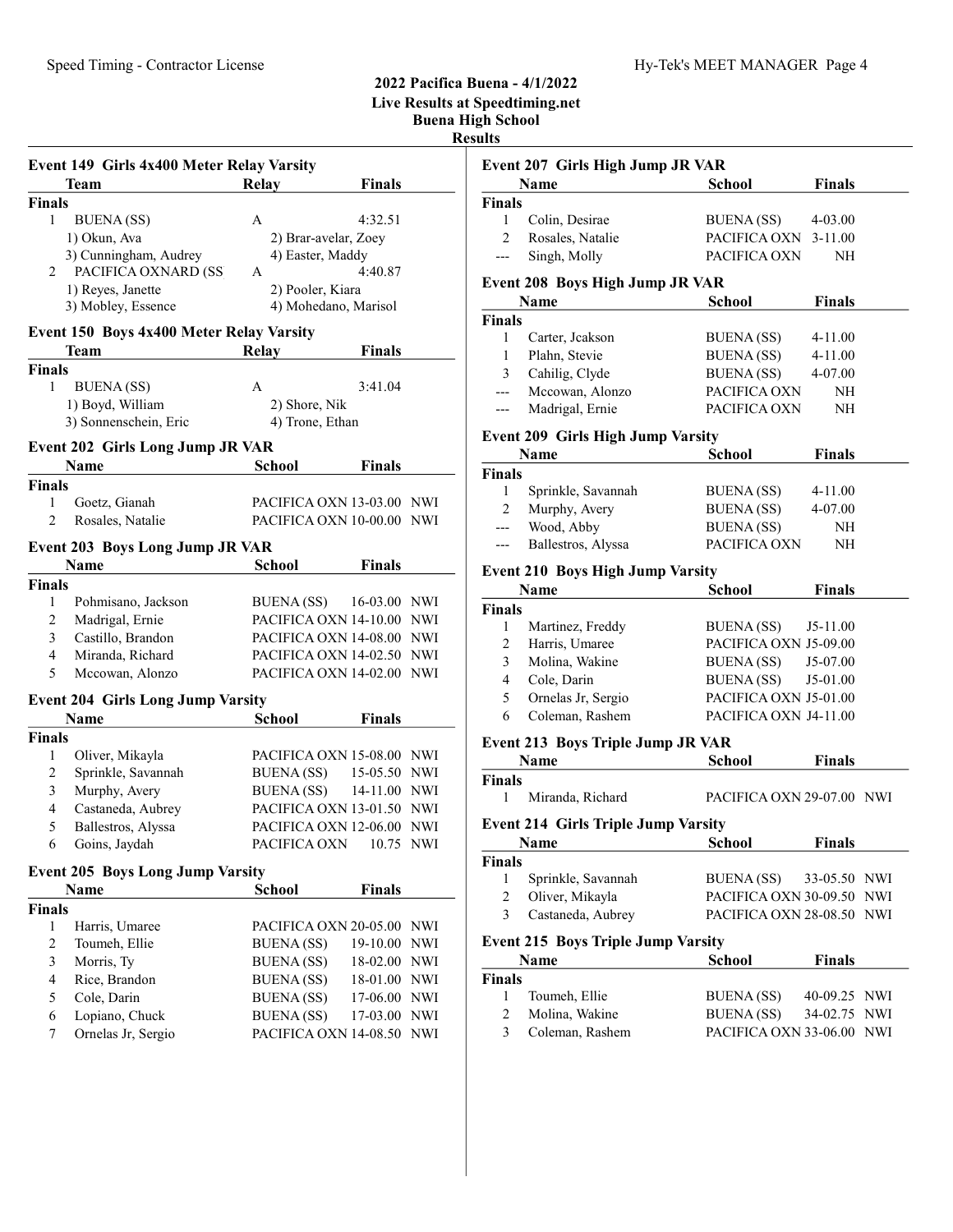## 2022 Pacifica Buena - 4/1/2022
## Live Results at Speedtiming.net
## Buena High School
## Results

### Event 149 Girls 4x400 Meter Relay Varsity

| | Team | Relay | Finals |
|---|---|---|---|
| **Finals** | | | |
| 1 | BUENA (SS) | A | 4:32.51 |
| | 1) Okun, Ava | 2) Brar-avelar, Zoey | |
| | 3) Cunningham, Audrey | 4) Easter, Maddy | |
| 2 | PACIFICA OXNARD (SS | A | 4:40.87 |
| | 1) Reyes, Janette | 2) Pooler, Kiara | |
| | 3) Mobley, Essence | 4) Mohedano, Marisol | |

### Event 150 Boys 4x400 Meter Relay Varsity

| | Team | Relay | Finals |
|---|---|---|---|
| **Finals** | | | |
| 1 | BUENA (SS) | A | 3:41.04 |
| | 1) Boyd, William | 2) Shore, Nik | |
| | 3) Sonnenschein, Eric | 4) Trone, Ethan | |

### Event 202 Girls Long Jump JR VAR

| | Name | School | Finals | |
|---|---|---|---|---|
| **Finals** | | | | |
| 1 | Goetz, Gianah | PACIFICA OXN | 13-03.00 | NWI |
| 2 | Rosales, Natalie | PACIFICA OXN | 10-00.00 | NWI |

### Event 203 Boys Long Jump JR VAR

| | Name | School | Finals | |
|---|---|---|---|---|
| **Finals** | | | | |
| 1 | Pohmisano, Jackson | BUENA (SS) | 16-03.00 | NWI |
| 2 | Madrigal, Ernie | PACIFICA OXN | 14-10.00 | NWI |
| 3 | Castillo, Brandon | PACIFICA OXN | 14-08.00 | NWI |
| 4 | Miranda, Richard | PACIFICA OXN | 14-02.50 | NWI |
| 5 | Mccowan, Alonzo | PACIFICA OXN | 14-02.00 | NWI |

### Event 204 Girls Long Jump Varsity

| | Name | School | Finals | |
|---|---|---|---|---|
| **Finals** | | | | |
| 1 | Oliver, Mikayla | PACIFICA OXN | 15-08.00 | NWI |
| 2 | Sprinkle, Savannah | BUENA (SS) | 15-05.50 | NWI |
| 3 | Murphy, Avery | BUENA (SS) | 14-11.00 | NWI |
| 4 | Castaneda, Aubrey | PACIFICA OXN | 13-01.50 | NWI |
| 5 | Ballestros, Alyssa | PACIFICA OXN | 12-06.00 | NWI |
| 6 | Goins, Jaydah | PACIFICA OXN | 10.75 | NWI |

### Event 205 Boys Long Jump Varsity

| | Name | School | Finals | |
|---|---|---|---|---|
| **Finals** | | | | |
| 1 | Harris, Umaree | PACIFICA OXN | 20-05.00 | NWI |
| 2 | Toumeh, Ellie | BUENA (SS) | 19-10.00 | NWI |
| 3 | Morris, Ty | BUENA (SS) | 18-02.00 | NWI |
| 4 | Rice, Brandon | BUENA (SS) | 18-01.00 | NWI |
| 5 | Cole, Darin | BUENA (SS) | 17-06.00 | NWI |
| 6 | Lopiano, Chuck | BUENA (SS) | 17-03.00 | NWI |
| 7 | Ornelas Jr, Sergio | PACIFICA OXN | 14-08.50 | NWI |

### Event 207 Girls High Jump JR VAR

| | Name | School | Finals |
|---|---|---|---|
| **Finals** | | | |
| 1 | Colin, Desirae | BUENA (SS) | 4-03.00 |
| 2 | Rosales, Natalie | PACIFICA OXN | 3-11.00 |
| --- | Singh, Molly | PACIFICA OXN | NH |

### Event 208 Boys High Jump JR VAR

| | Name | School | Finals |
|---|---|---|---|
| **Finals** | | | |
| 1 | Carter, Jcakson | BUENA (SS) | 4-11.00 |
| 1 | Plahn, Stevie | BUENA (SS) | 4-11.00 |
| 3 | Cahilig, Clyde | BUENA (SS) | 4-07.00 |
| --- | Mccowan, Alonzo | PACIFICA OXN | NH |
| --- | Madrigal, Ernie | PACIFICA OXN | NH |

### Event 209 Girls High Jump Varsity

| | Name | School | Finals |
|---|---|---|---|
| **Finals** | | | |
| 1 | Sprinkle, Savannah | BUENA (SS) | 4-11.00 |
| 2 | Murphy, Avery | BUENA (SS) | 4-07.00 |
| --- | Wood, Abby | BUENA (SS) | NH |
| --- | Ballestros, Alyssa | PACIFICA OXN | NH |

### Event 210 Boys High Jump Varsity

| | Name | School | Finals |
|---|---|---|---|
| **Finals** | | | |
| 1 | Martinez, Freddy | BUENA (SS) | J5-11.00 |
| 2 | Harris, Umaree | PACIFICA OXN | J5-09.00 |
| 3 | Molina, Wakine | BUENA (SS) | J5-07.00 |
| 4 | Cole, Darin | BUENA (SS) | J5-01.00 |
| 5 | Ornelas Jr, Sergio | PACIFICA OXN | J5-01.00 |
| 6 | Coleman, Rashem | PACIFICA OXN | J4-11.00 |

### Event 213 Boys Triple Jump JR VAR

| | Name | School | Finals | |
|---|---|---|---|---|
| **Finals** | | | | |
| 1 | Miranda, Richard | PACIFICA OXN | 29-07.00 | NWI |

### Event 214 Girls Triple Jump Varsity

| | Name | School | Finals | |
|---|---|---|---|---|
| **Finals** | | | | |
| 1 | Sprinkle, Savannah | BUENA (SS) | 33-05.50 | NWI |
| 2 | Oliver, Mikayla | PACIFICA OXN | 30-09.50 | NWI |
| 3 | Castaneda, Aubrey | PACIFICA OXN | 28-08.50 | NWI |

### Event 215 Boys Triple Jump Varsity

| | Name | School | Finals | |
|---|---|---|---|---|
| **Finals** | | | | |
| 1 | Toumeh, Ellie | BUENA (SS) | 40-09.25 | NWI |
| 2 | Molina, Wakine | BUENA (SS) | 34-02.75 | NWI |
| 3 | Coleman, Rashem | PACIFICA OXN | 33-06.00 | NWI |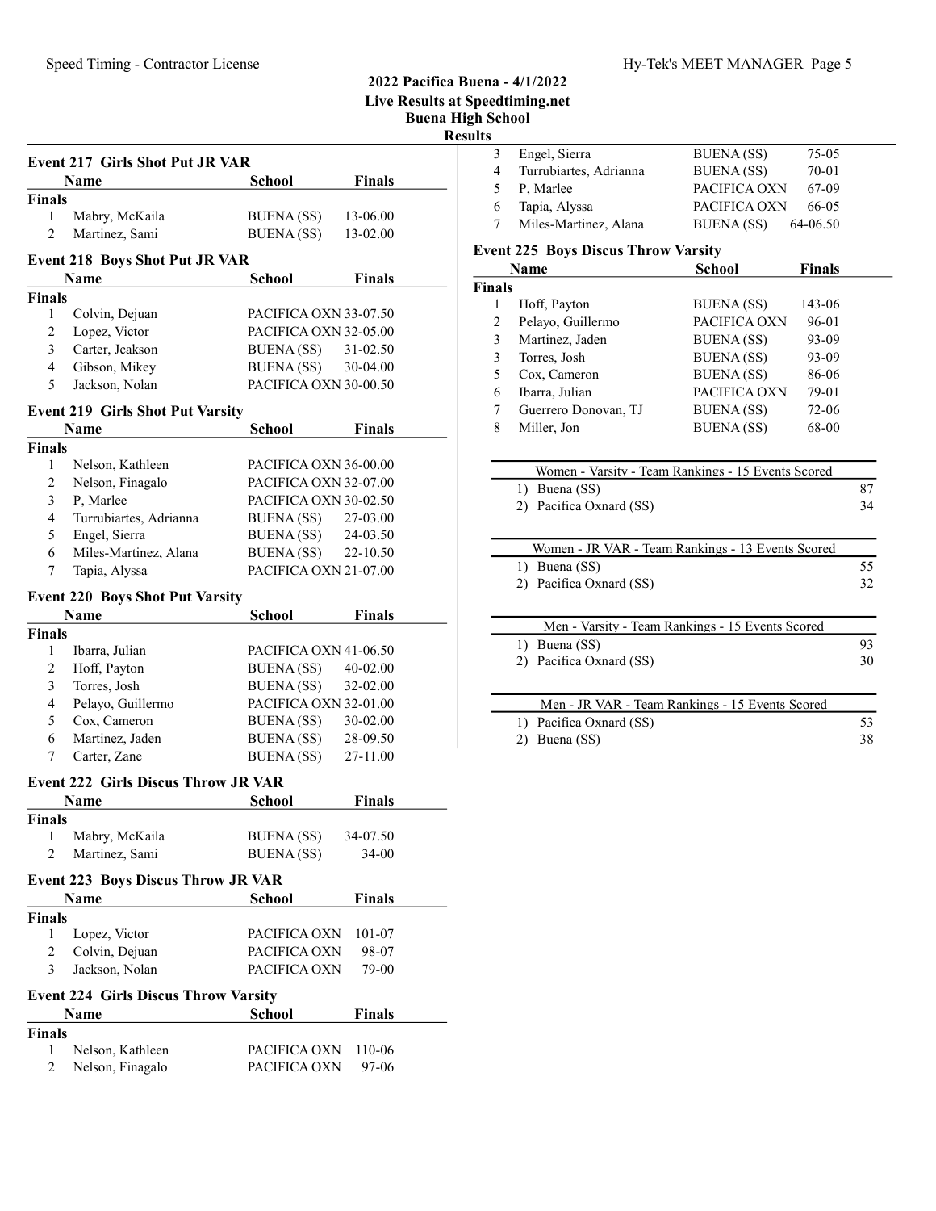## 2022 Pacifica Buena - 4/1/2022
## Live Results at Speedtiming.net
## Buena High School
## Results

### Event 217 Girls Shot Put JR VAR

| | Name | School | Finals |
|---|---|---|---|
| **Finals** | | | |
| 1 | Mabry, McKaila | BUENA (SS) | 13-06.00 |
| 2 | Martinez, Sami | BUENA (SS) | 13-02.00 |

### Event 218 Boys Shot Put JR VAR

| | Name | School | Finals |
|---|---|---|---|
| **Finals** | | | |
| 1 | Colvin, Dejuan | PACIFICA OXN | 33-07.50 |
| 2 | Lopez, Victor | PACIFICA OXN | 32-05.00 |
| 3 | Carter, Jcakson | BUENA (SS) | 31-02.50 |
| 4 | Gibson, Mikey | BUENA (SS) | 30-04.00 |
| 5 | Jackson, Nolan | PACIFICA OXN | 30-00.50 |

### Event 219 Girls Shot Put Varsity

| | Name | School | Finals |
|---|---|---|---|
| **Finals** | | | |
| 1 | Nelson, Kathleen | PACIFICA OXN | 36-00.00 |
| 2 | Nelson, Finagalo | PACIFICA OXN | 32-07.00 |
| 3 | P, Marlee | PACIFICA OXN | 30-02.50 |
| 4 | Turrubiartes, Adrianna | BUENA (SS) | 27-03.00 |
| 5 | Engel, Sierra | BUENA (SS) | 24-03.50 |
| 6 | Miles-Martinez, Alana | BUENA (SS) | 22-10.50 |
| 7 | Tapia, Alyssa | PACIFICA OXN | 21-07.00 |

### Event 220 Boys Shot Put Varsity

| | Name | School | Finals |
|---|---|---|---|
| **Finals** | | | |
| 1 | Ibarra, Julian | PACIFICA OXN | 41-06.50 |
| 2 | Hoff, Payton | BUENA (SS) | 40-02.00 |
| 3 | Torres, Josh | BUENA (SS) | 32-02.00 |
| 4 | Pelayo, Guillermo | PACIFICA OXN | 32-01.00 |
| 5 | Cox, Cameron | BUENA (SS) | 30-02.00 |
| 6 | Martinez, Jaden | BUENA (SS) | 28-09.50 |
| 7 | Carter, Zane | BUENA (SS) | 27-11.00 |

### Event 222 Girls Discus Throw JR VAR

| | Name | School | Finals |
|---|---|---|---|
| **Finals** | | | |
| 1 | Mabry, McKaila | BUENA (SS) | 34-07.50 |
| 2 | Martinez, Sami | BUENA (SS) | 34-00 |

### Event 223 Boys Discus Throw JR VAR

| | Name | School | Finals |
|---|---|---|---|
| **Finals** | | | |
| 1 | Lopez, Victor | PACIFICA OXN | 101-07 |
| 2 | Colvin, Dejuan | PACIFICA OXN | 98-07 |
| 3 | Jackson, Nolan | PACIFICA OXN | 79-00 |

### Event 224 Girls Discus Throw Varsity

| | Name | School | Finals |
|---|---|---|---|
| **Finals** | | | |
| 1 | Nelson, Kathleen | PACIFICA OXN | 110-06 |
| 2 | Nelson, Finagalo | PACIFICA OXN | 97-06 |
| 3 | Engel, Sierra | BUENA (SS) | 75-05 |
| 4 | Turrubiartes, Adrianna | BUENA (SS) | 70-01 |
| 5 | P, Marlee | PACIFICA OXN | 67-09 |
| 6 | Tapia, Alyssa | PACIFICA OXN | 66-05 |
| 7 | Miles-Martinez, Alana | BUENA (SS) | 64-06.50 |

### Event 225 Boys Discus Throw Varsity

| | Name | School | Finals |
|---|---|---|---|
| **Finals** | | | |
| 1 | Hoff, Payton | BUENA (SS) | 143-06 |
| 2 | Pelayo, Guillermo | PACIFICA OXN | 96-01 |
| 3 | Martinez, Jaden | BUENA (SS) | 93-09 |
| 3 | Torres, Josh | BUENA (SS) | 93-09 |
| 5 | Cox, Cameron | BUENA (SS) | 86-06 |
| 6 | Ibarra, Julian | PACIFICA OXN | 79-01 |
| 7 | Guerrero Donovan, TJ | BUENA (SS) | 72-06 |
| 8 | Miller, Jon | BUENA (SS) | 68-00 |

| Women - Varsity - Team Rankings - 15 Events Scored | |
|---|---|
| 1) Buena (SS) | 87 |
| 2) Pacifica Oxnard (SS) | 34 |

| Women - JR VAR - Team Rankings - 13 Events Scored | |
|---|---|
| 1) Buena (SS) | 55 |
| 2) Pacifica Oxnard (SS) | 32 |

| Men - Varsity - Team Rankings - 15 Events Scored | |
|---|---|
| 1) Buena (SS) | 93 |
| 2) Pacifica Oxnard (SS) | 30 |

| Men - JR VAR - Team Rankings - 15 Events Scored | |
|---|---|
| 1) Pacifica Oxnard (SS) | 53 |
| 2) Buena (SS) | 38 |